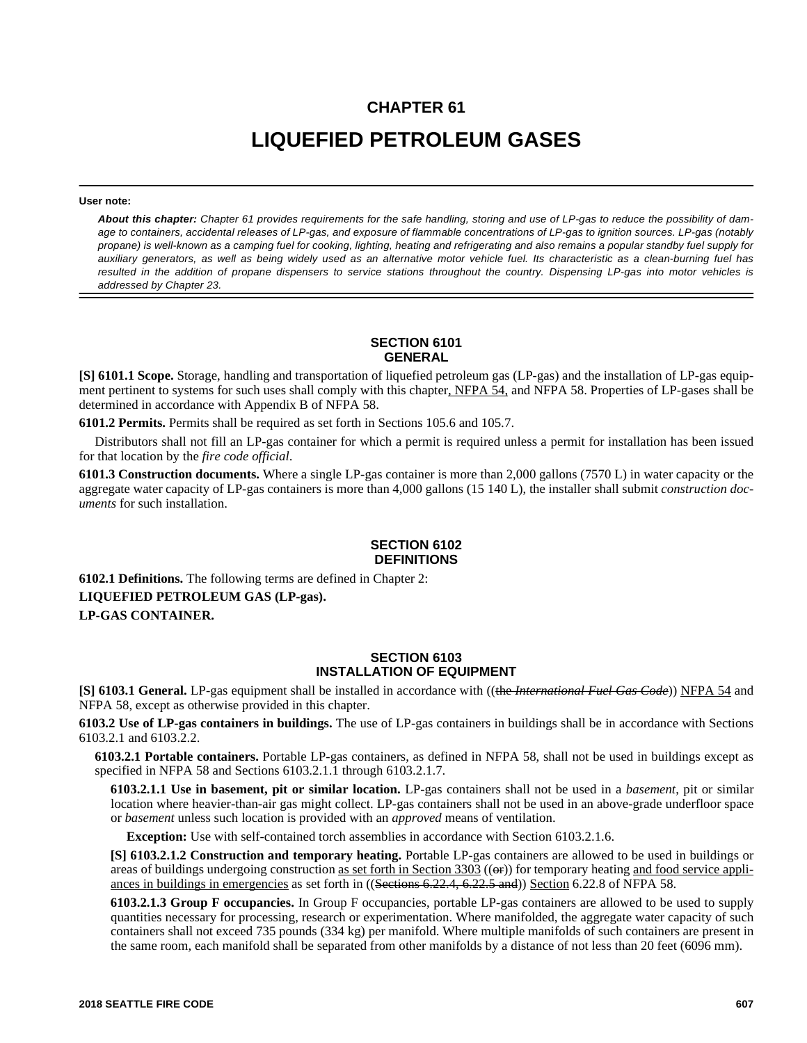# CHAPTER 61

# LIQUEFIED PETROLEUM GASES

**User note:**

***About this chapter:*** *Chapter 61 provides requirements for the safe handling, storing and use of LP-gas to reduce the possibility of damage to containers, accidental releases of LP-gas, and exposure of flammable concentrations of LP-gas to ignition sources. LP-gas (notably propane) is well-known as a camping fuel for cooking, lighting, heating and refrigerating and also remains a popular standby fuel supply for auxiliary generators, as well as being widely used as an alternative motor vehicle fuel. Its characteristic as a clean-burning fuel has resulted in the addition of propane dispensers to service stations throughout the country. Dispensing LP-gas into motor vehicles is addressed by Chapter 23.*

## SECTION 6101 GENERAL

**[S] 6101.1 Scope.** Storage, handling and transportation of liquefied petroleum gas (LP-gas) and the installation of LP-gas equipment pertinent to systems for such uses shall comply with this chapter, NFPA 54, and NFPA 58. Properties of LP-gases shall be determined in accordance with Appendix B of NFPA 58.

**6101.2 Permits.** Permits shall be required as set forth in Sections 105.6 and 105.7.

Distributors shall not fill an LP-gas container for which a permit is required unless a permit for installation has been issued for that location by the *fire code official*.

**6101.3 Construction documents.** Where a single LP-gas container is more than 2,000 gallons (7570 L) in water capacity or the aggregate water capacity of LP-gas containers is more than 4,000 gallons (15 140 L), the installer shall submit *construction documents* for such installation.

## SECTION 6102 DEFINITIONS

**6102.1 Definitions.** The following terms are defined in Chapter 2:

**LIQUEFIED PETROLEUM GAS (LP-gas).**

**LP-GAS CONTAINER.**

## SECTION 6103 INSTALLATION OF EQUIPMENT

**[S] 6103.1 General.** LP-gas equipment shall be installed in accordance with ((~~the *International Fuel Gas Code*~~)) NFPA 54 and NFPA 58, except as otherwise provided in this chapter.

**6103.2 Use of LP-gas containers in buildings.** The use of LP-gas containers in buildings shall be in accordance with Sections 6103.2.1 and 6103.2.2.

**6103.2.1 Portable containers.** Portable LP-gas containers, as defined in NFPA 58, shall not be used in buildings except as specified in NFPA 58 and Sections 6103.2.1.1 through 6103.2.1.7.

**6103.2.1.1 Use in basement, pit or similar location.** LP-gas containers shall not be used in a *basement*, pit or similar location where heavier-than-air gas might collect. LP-gas containers shall not be used in an above-grade underfloor space or *basement* unless such location is provided with an *approved* means of ventilation.

**Exception:** Use with self-contained torch assemblies in accordance with Section 6103.2.1.6.

**[S] 6103.2.1.2 Construction and temporary heating.** Portable LP-gas containers are allowed to be used in buildings or areas of buildings undergoing construction as set forth in Section 3303 ((~~or~~)) for temporary heating and food service appliances in buildings in emergencies as set forth in ((~~Sections 6.22.4, 6.22.5 and~~)) Section 6.22.8 of NFPA 58.

**6103.2.1.3 Group F occupancies.** In Group F occupancies, portable LP-gas containers are allowed to be used to supply quantities necessary for processing, research or experimentation. Where manifolded, the aggregate water capacity of such containers shall not exceed 735 pounds (334 kg) per manifold. Where multiple manifolds of such containers are present in the same room, each manifold shall be separated from other manifolds by a distance of not less than 20 feet (6096 mm).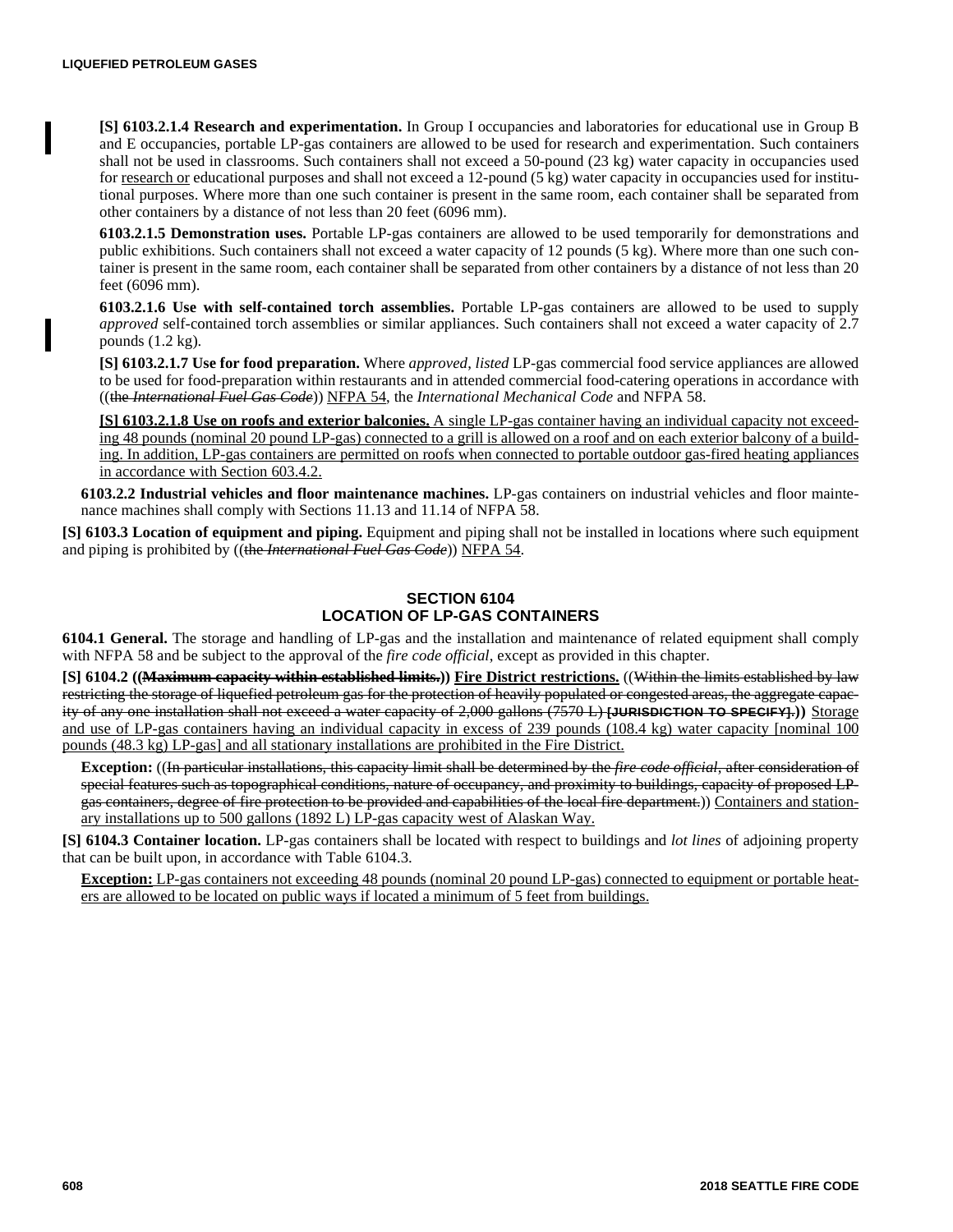**[S] 6103.2.1.4 Research and experimentation.** In Group I occupancies and laboratories for educational use in Group B and E occupancies, portable LP-gas containers are allowed to be used for research and experimentation. Such containers shall not be used in classrooms. Such containers shall not exceed a 50-pound (23 kg) water capacity in occupancies used for research or educational purposes and shall not exceed a 12-pound (5 kg) water capacity in occupancies used for institutional purposes. Where more than one such container is present in the same room, each container shall be separated from other containers by a distance of not less than 20 feet (6096 mm).

**6103.2.1.5 Demonstration uses.** Portable LP-gas containers are allowed to be used temporarily for demonstrations and public exhibitions. Such containers shall not exceed a water capacity of 12 pounds (5 kg). Where more than one such container is present in the same room, each container shall be separated from other containers by a distance of not less than 20 feet (6096 mm).

**6103.2.1.6 Use with self-contained torch assemblies.** Portable LP-gas containers are allowed to be used to supply *approved* self-contained torch assemblies or similar appliances. Such containers shall not exceed a water capacity of 2.7 pounds (1.2 kg).

**[S] 6103.2.1.7 Use for food preparation.** Where *approved*, *listed* LP-gas commercial food service appliances are allowed to be used for food-preparation within restaurants and in attended commercial food-catering operations in accordance with ((~~the *International Fuel Gas Code*~~)) NFPA 54, the *International Mechanical Code* and NFPA 58.

**[S] 6103.2.1.8 Use on roofs and exterior balconies.** A single LP-gas container having an individual capacity not exceeding 48 pounds (nominal 20 pound LP-gas) connected to a grill is allowed on a roof and on each exterior balcony of a building. In addition, LP-gas containers are permitted on roofs when connected to portable outdoor gas-fired heating appliances in accordance with Section 603.4.2.

**6103.2.2 Industrial vehicles and floor maintenance machines.** LP-gas containers on industrial vehicles and floor maintenance machines shall comply with Sections 11.13 and 11.14 of NFPA 58.

**[S] 6103.3 Location of equipment and piping.** Equipment and piping shall not be installed in locations where such equipment and piping is prohibited by ((~~the *International Fuel Gas Code*~~)) NFPA 54.

## SECTION 6104
## LOCATION OF LP-GAS CONTAINERS

**6104.1 General.** The storage and handling of LP-gas and the installation and maintenance of related equipment shall comply with NFPA 58 and be subject to the approval of the *fire code official*, except as provided in this chapter.

**[S] 6104.2 ((~~Maximum capacity within established limits.~~)) Fire District restrictions.** ((~~Within the limits established by law restricting the storage of liquefied petroleum gas for the protection of heavily populated or congested areas, the aggregate capacity of any one installation shall not exceed a water capacity of 2,000 gallons (7570 L) [JURISDICTION TO SPECIFY].~~)) Storage and use of LP-gas containers having an individual capacity in excess of 239 pounds (108.4 kg) water capacity [nominal 100 pounds (48.3 kg) LP-gas] and all stationary installations are prohibited in the Fire District.

**Exception:** ((~~In particular installations, this capacity limit shall be determined by the *fire code official*, after consideration of special features such as topographical conditions, nature of occupancy, and proximity to buildings, capacity of proposed LP-gas containers, degree of fire protection to be provided and capabilities of the local fire department.~~)) Containers and stationary installations up to 500 gallons (1892 L) LP-gas capacity west of Alaskan Way.

**[S] 6104.3 Container location.** LP-gas containers shall be located with respect to buildings and *lot lines* of adjoining property that can be built upon, in accordance with Table 6104.3.

**Exception:** LP-gas containers not exceeding 48 pounds (nominal 20 pound LP-gas) connected to equipment or portable heaters are allowed to be located on public ways if located a minimum of 5 feet from buildings.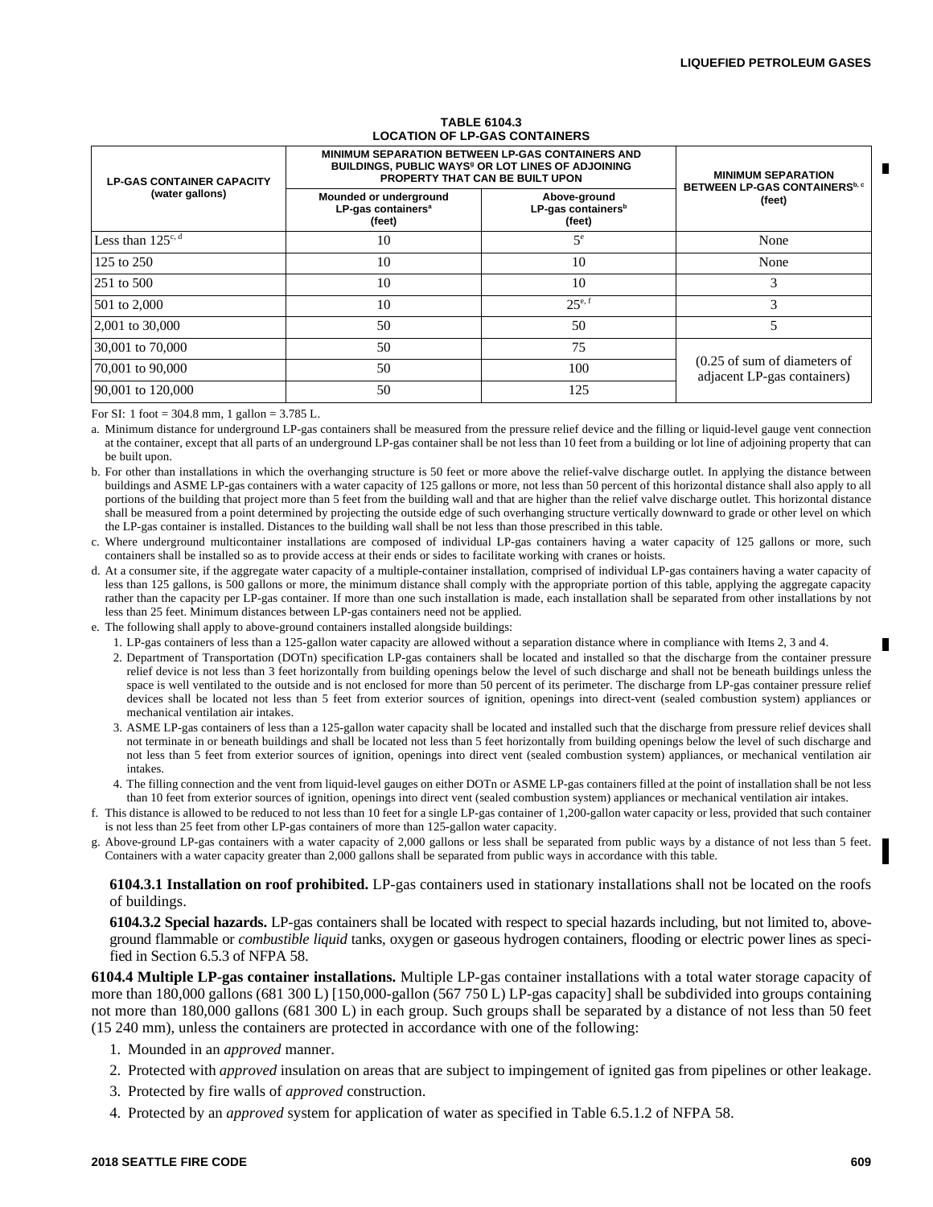**TABLE 6104.3**
**LOCATION OF LP-GAS CONTAINERS**

| LP-GAS CONTAINER CAPACITY (water gallons) | MINIMUM SEPARATION BETWEEN LP-GAS CONTAINERS AND BUILDINGS, PUBLIC WAYS[g] OR LOT LINES OF ADJOINING PROPERTY THAT CAN BE BUILT UPON | | MINIMUM SEPARATION BETWEEN LP-GAS CONTAINERS[b, c] (feet) |
|---|---|---|---|
| | Mounded or underground LP-gas containers[a] (feet) | Above-ground LP-gas containers[b] (feet) | |
| Less than 125[c, d] | 10 | 5[e] | None |
| 125 to 250 | 10 | 10 | None |
| 251 to 500 | 10 | 10 | 3 |
| 501 to 2,000 | 10 | 25[e, f] | 3 |
| 2,001 to 30,000 | 50 | 50 | 5 |
| 30,001 to 70,000 | 50 | 75 | (0.25 of sum of diameters of adjacent LP-gas containers) |
| 70,001 to 90,000 | 50 | 100 | |
| 90,001 to 120,000 | 50 | 125 | |

For SI: 1 foot = 304.8 mm, 1 gallon = 3.785 L.

a. Minimum distance for underground LP-gas containers shall be measured from the pressure relief device and the filling or liquid-level gauge vent connection at the container, except that all parts of an underground LP-gas container shall be not less than 10 feet from a building or lot line of adjoining property that can be built upon.

b. For other than installations in which the overhanging structure is 50 feet or more above the relief-valve discharge outlet. In applying the distance between buildings and ASME LP-gas containers with a water capacity of 125 gallons or more, not less than 50 percent of this horizontal distance shall also apply to all portions of the building that project more than 5 feet from the building wall and that are higher than the relief valve discharge outlet. This horizontal distance shall be measured from a point determined by projecting the outside edge of such overhanging structure vertically downward to grade or other level on which the LP-gas container is installed. Distances to the building wall shall be not less than those prescribed in this table.

c. Where underground multicontainer installations are composed of individual LP-gas containers having a water capacity of 125 gallons or more, such containers shall be installed so as to provide access at their ends or sides to facilitate working with cranes or hoists.

d. At a consumer site, if the aggregate water capacity of a multiple-container installation, comprised of individual LP-gas containers having a water capacity of less than 125 gallons, is 500 gallons or more, the minimum distance shall comply with the appropriate portion of this table, applying the aggregate capacity rather than the capacity per LP-gas container. If more than one such installation is made, each installation shall be separated from other installations by not less than 25 feet. Minimum distances between LP-gas containers need not be applied.

e. The following shall apply to above-ground containers installed alongside buildings:

1. LP-gas containers of less than a 125-gallon water capacity are allowed without a separation distance where in compliance with Items 2, 3 and 4.
2. Department of Transportation (DOTn) specification LP-gas containers shall be located and installed so that the discharge from the container pressure relief device is not less than 3 feet horizontally from building openings below the level of such discharge and shall not be beneath buildings unless the space is well ventilated to the outside and is not enclosed for more than 50 percent of its perimeter. The discharge from LP-gas container pressure relief devices shall be located not less than 5 feet from exterior sources of ignition, openings into direct-vent (sealed combustion system) appliances or mechanical ventilation air intakes.
3. ASME LP-gas containers of less than a 125-gallon water capacity shall be located and installed such that the discharge from pressure relief devices shall not terminate in or beneath buildings and shall be located not less than 5 feet horizontally from building openings below the level of such discharge and not less than 5 feet from exterior sources of ignition, openings into direct vent (sealed combustion system) appliances, or mechanical ventilation air intakes.
4. The filling connection and the vent from liquid-level gauges on either DOTn or ASME LP-gas containers filled at the point of installation shall be not less than 10 feet from exterior sources of ignition, openings into direct vent (sealed combustion system) appliances or mechanical ventilation air intakes.

f. This distance is allowed to be reduced to not less than 10 feet for a single LP-gas container of 1,200-gallon water capacity or less, provided that such container is not less than 25 feet from other LP-gas containers of more than 125-gallon water capacity.

g. Above-ground LP-gas containers with a water capacity of 2,000 gallons or less shall be separated from public ways by a distance of not less than 5 feet. Containers with a water capacity greater than 2,000 gallons shall be separated from public ways in accordance with this table.

**6104.3.1 Installation on roof prohibited.** LP-gas containers used in stationary installations shall not be located on the roofs of buildings.

**6104.3.2 Special hazards.** LP-gas containers shall be located with respect to special hazards including, but not limited to, above-ground flammable or *combustible liquid* tanks, oxygen or gaseous hydrogen containers, flooding or electric power lines as specified in Section 6.5.3 of NFPA 58.

**6104.4 Multiple LP-gas container installations.** Multiple LP-gas container installations with a total water storage capacity of more than 180,000 gallons (681 300 L) [150,000-gallon (567 750 L) LP-gas capacity] shall be subdivided into groups containing not more than 180,000 gallons (681 300 L) in each group. Such groups shall be separated by a distance of not less than 50 feet (15 240 mm), unless the containers are protected in accordance with one of the following:

1. Mounded in an *approved* manner.
2. Protected with *approved* insulation on areas that are subject to impingement of ignited gas from pipelines or other leakage.
3. Protected by fire walls of *approved* construction.
4. Protected by an *approved* system for application of water as specified in Table 6.5.1.2 of NFPA 58.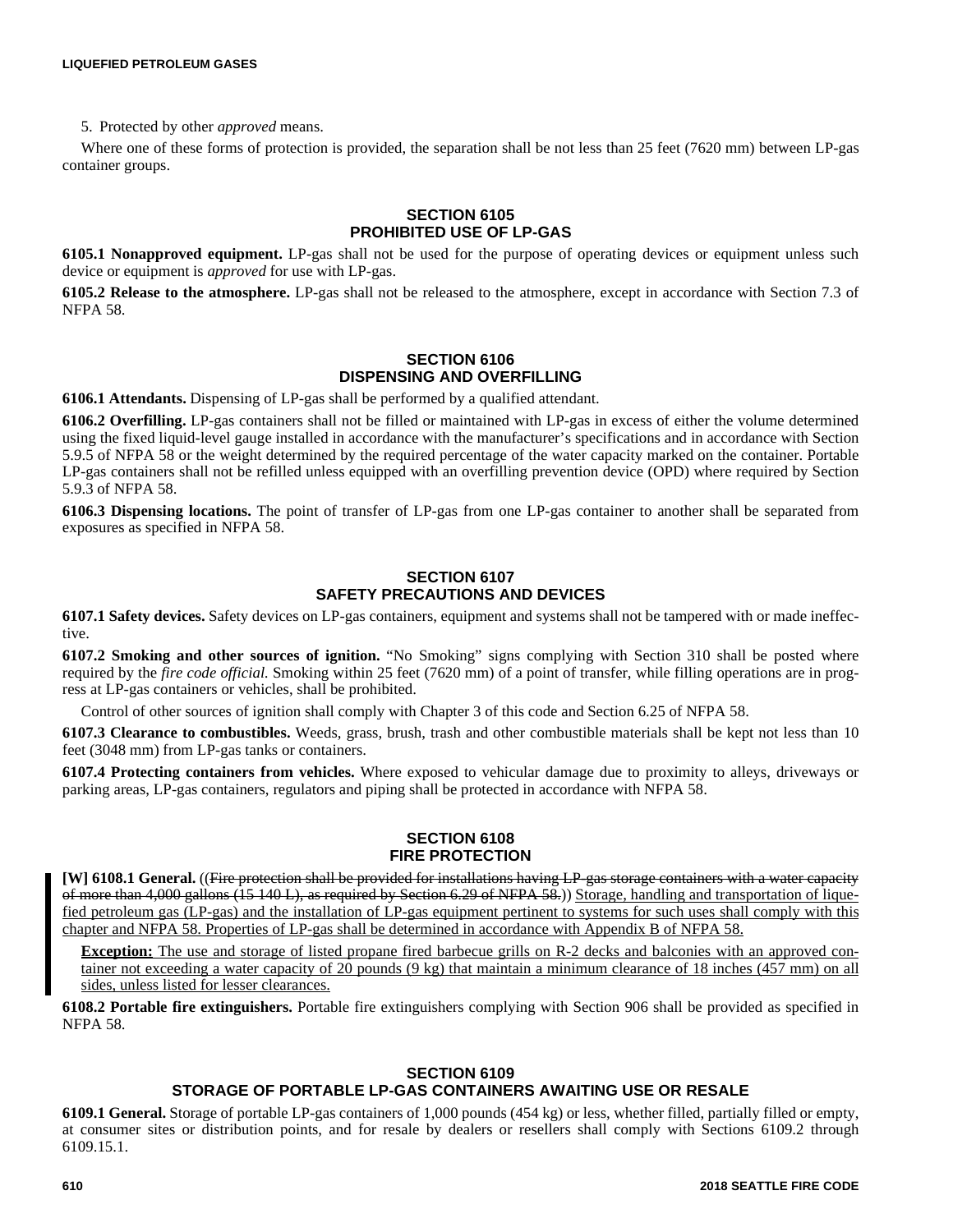5. Protected by other *approved* means.

Where one of these forms of protection is provided, the separation shall be not less than 25 feet (7620 mm) between LP-gas container groups.

## SECTION 6105 PROHIBITED USE OF LP-GAS

**6105.1 Nonapproved equipment.** LP-gas shall not be used for the purpose of operating devices or equipment unless such device or equipment is *approved* for use with LP-gas.

**6105.2 Release to the atmosphere.** LP-gas shall not be released to the atmosphere, except in accordance with Section 7.3 of NFPA 58.

## SECTION 6106 DISPENSING AND OVERFILLING

**6106.1 Attendants.** Dispensing of LP-gas shall be performed by a qualified attendant.

**6106.2 Overfilling.** LP-gas containers shall not be filled or maintained with LP-gas in excess of either the volume determined using the fixed liquid-level gauge installed in accordance with the manufacturer's specifications and in accordance with Section 5.9.5 of NFPA 58 or the weight determined by the required percentage of the water capacity marked on the container. Portable LP-gas containers shall not be refilled unless equipped with an overfilling prevention device (OPD) where required by Section 5.9.3 of NFPA 58.

**6106.3 Dispensing locations.** The point of transfer of LP-gas from one LP-gas container to another shall be separated from exposures as specified in NFPA 58.

## SECTION 6107 SAFETY PRECAUTIONS AND DEVICES

**6107.1 Safety devices.** Safety devices on LP-gas containers, equipment and systems shall not be tampered with or made ineffective.

**6107.2 Smoking and other sources of ignition.** "No Smoking" signs complying with Section 310 shall be posted where required by the *fire code official.* Smoking within 25 feet (7620 mm) of a point of transfer, while filling operations are in progress at LP-gas containers or vehicles, shall be prohibited.

Control of other sources of ignition shall comply with Chapter 3 of this code and Section 6.25 of NFPA 58.

**6107.3 Clearance to combustibles.** Weeds, grass, brush, trash and other combustible materials shall be kept not less than 10 feet (3048 mm) from LP-gas tanks or containers.

**6107.4 Protecting containers from vehicles.** Where exposed to vehicular damage due to proximity to alleys, driveways or parking areas, LP-gas containers, regulators and piping shall be protected in accordance with NFPA 58.

## SECTION 6108 FIRE PROTECTION

**[W] 6108.1 General.** ((~~Fire protection shall be provided for installations having LP-gas storage containers with a water capacity of more than 4,000 gallons (15 140 L), as required by Section 6.29 of NFPA 58.~~)) <u>Storage, handling and transportation of liquefied petroleum gas (LP-gas) and the installation of LP-gas equipment pertinent to systems for such uses shall comply with this chapter and NFPA 58. Properties of LP-gas shall be determined in accordance with Appendix B of NFPA 58.</u>

<u>**Exception:** The use and storage of listed propane fired barbecue grills on R-2 decks and balconies with an approved container not exceeding a water capacity of 20 pounds (9 kg) that maintain a minimum clearance of 18 inches (457 mm) on all sides, unless listed for lesser clearances.</u>

**6108.2 Portable fire extinguishers.** Portable fire extinguishers complying with Section 906 shall be provided as specified in NFPA 58.

## SECTION 6109 STORAGE OF PORTABLE LP-GAS CONTAINERS AWAITING USE OR RESALE

**6109.1 General.** Storage of portable LP-gas containers of 1,000 pounds (454 kg) or less, whether filled, partially filled or empty, at consumer sites or distribution points, and for resale by dealers or resellers shall comply with Sections 6109.2 through 6109.15.1.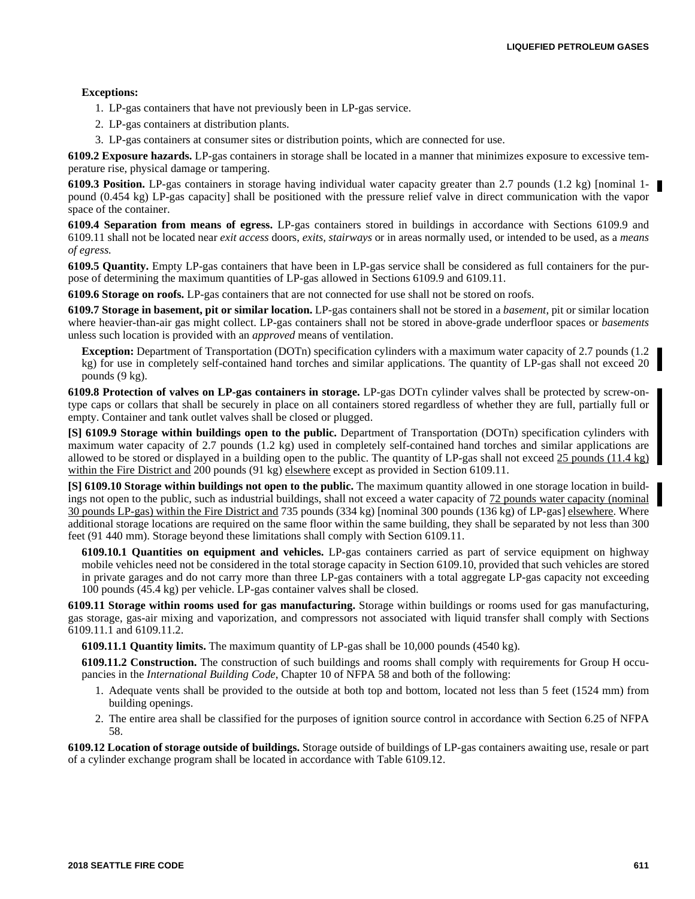**Exceptions:**

1. LP-gas containers that have not previously been in LP-gas service.
2. LP-gas containers at distribution plants.
3. LP-gas containers at consumer sites or distribution points, which are connected for use.

**6109.2 Exposure hazards.** LP-gas containers in storage shall be located in a manner that minimizes exposure to excessive temperature rise, physical damage or tampering.

**6109.3 Position.** LP-gas containers in storage having individual water capacity greater than 2.7 pounds (1.2 kg) [nominal 1-pound (0.454 kg) LP-gas capacity] shall be positioned with the pressure relief valve in direct communication with the vapor space of the container.

**6109.4 Separation from means of egress.** LP-gas containers stored in buildings in accordance with Sections 6109.9 and 6109.11 shall not be located near *exit access* doors, *exits*, *stairways* or in areas normally used, or intended to be used, as a *means of egress.*

**6109.5 Quantity.** Empty LP-gas containers that have been in LP-gas service shall be considered as full containers for the purpose of determining the maximum quantities of LP-gas allowed in Sections 6109.9 and 6109.11.

**6109.6 Storage on roofs.** LP-gas containers that are not connected for use shall not be stored on roofs.

**6109.7 Storage in basement, pit or similar location.** LP-gas containers shall not be stored in a *basement*, pit or similar location where heavier-than-air gas might collect. LP-gas containers shall not be stored in above-grade underfloor spaces or *basements* unless such location is provided with an *approved* means of ventilation.

**Exception:** Department of Transportation (DOTn) specification cylinders with a maximum water capacity of 2.7 pounds (1.2 kg) for use in completely self-contained hand torches and similar applications. The quantity of LP-gas shall not exceed 20 pounds (9 kg).

**6109.8 Protection of valves on LP-gas containers in storage.** LP-gas DOTn cylinder valves shall be protected by screw-on-type caps or collars that shall be securely in place on all containers stored regardless of whether they are full, partially full or empty. Container and tank outlet valves shall be closed or plugged.

**[S] 6109.9 Storage within buildings open to the public.** Department of Transportation (DOTn) specification cylinders with maximum water capacity of 2.7 pounds (1.2 kg) used in completely self-contained hand torches and similar applications are allowed to be stored or displayed in a building open to the public. The quantity of LP-gas shall not exceed <u>25 pounds (11.4 kg) within the Fire District and</u> 200 pounds (91 kg) <u>elsewhere</u> except as provided in Section 6109.11.

**[S] 6109.10 Storage within buildings not open to the public.** The maximum quantity allowed in one storage location in buildings not open to the public, such as industrial buildings, shall not exceed a water capacity of <u>72 pounds water capacity (nominal 30 pounds LP-gas) within the Fire District and</u> 735 pounds (334 kg) [nominal 300 pounds (136 kg) of LP-gas] <u>elsewhere</u>. Where additional storage locations are required on the same floor within the same building, they shall be separated by not less than 300 feet (91 440 mm). Storage beyond these limitations shall comply with Section 6109.11.

**6109.10.1 Quantities on equipment and vehicles.** LP-gas containers carried as part of service equipment on highway mobile vehicles need not be considered in the total storage capacity in Section 6109.10, provided that such vehicles are stored in private garages and do not carry more than three LP-gas containers with a total aggregate LP-gas capacity not exceeding 100 pounds (45.4 kg) per vehicle. LP-gas container valves shall be closed.

**6109.11 Storage within rooms used for gas manufacturing.** Storage within buildings or rooms used for gas manufacturing, gas storage, gas-air mixing and vaporization, and compressors not associated with liquid transfer shall comply with Sections 6109.11.1 and 6109.11.2.

**6109.11.1 Quantity limits.** The maximum quantity of LP-gas shall be 10,000 pounds (4540 kg).

**6109.11.2 Construction.** The construction of such buildings and rooms shall comply with requirements for Group H occupancies in the *International Building Code*, Chapter 10 of NFPA 58 and both of the following:

1. Adequate vents shall be provided to the outside at both top and bottom, located not less than 5 feet (1524 mm) from building openings.
2. The entire area shall be classified for the purposes of ignition source control in accordance with Section 6.25 of NFPA 58.

**6109.12 Location of storage outside of buildings.** Storage outside of buildings of LP-gas containers awaiting use, resale or part of a cylinder exchange program shall be located in accordance with Table 6109.12.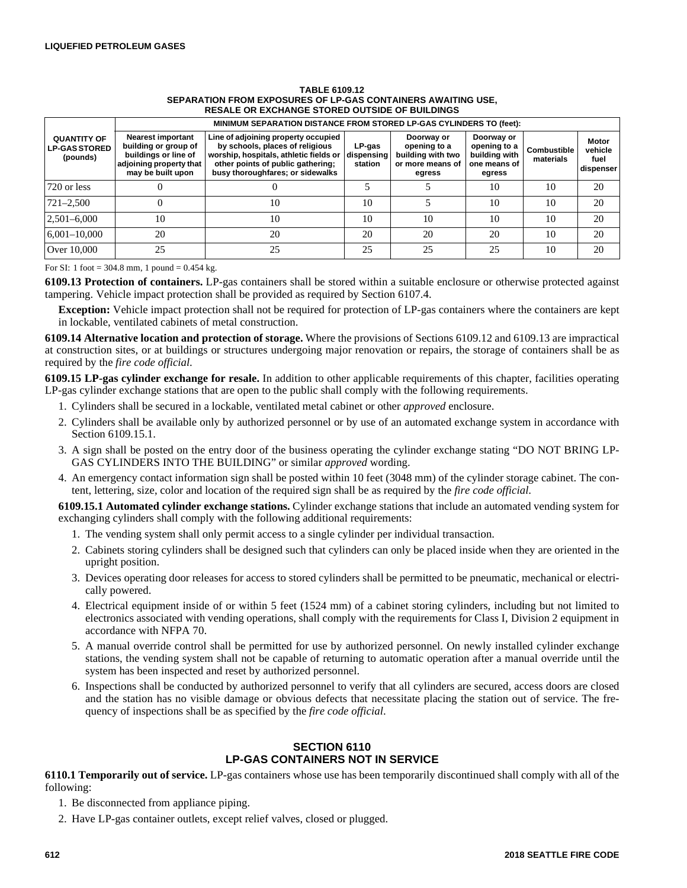**TABLE 6109.12**
**SEPARATION FROM EXPOSURES OF LP-GAS CONTAINERS AWAITING USE, RESALE OR EXCHANGE STORED OUTSIDE OF BUILDINGS**

| QUANTITY OF LP-GAS STORED (pounds) | MINIMUM SEPARATION DISTANCE FROM STORED LP-GAS CYLINDERS TO (feet): | | | | | | |
|---|---|---|---|---|---|---|---|
| | Nearest important building or group of buildings or line of adjoining property that may be built upon | Line of adjoining property occupied by schools, places of religious worship, hospitals, athletic fields or other points of public gathering; busy thoroughfares; or sidewalks | LP-gas dispensing station | Doorway or opening to a building with two or more means of egress | Doorway or opening to a building with one means of egress | Combustible materials | Motor vehicle fuel dispenser |
| 720 or less | 0 | 0 | 5 | 5 | 10 | 10 | 20 |
| 721–2,500 | 0 | 10 | 10 | 5 | 10 | 10 | 20 |
| 2,501–6,000 | 10 | 10 | 10 | 10 | 10 | 10 | 20 |
| 6,001–10,000 | 20 | 20 | 20 | 20 | 20 | 10 | 20 |
| Over 10,000 | 25 | 25 | 25 | 25 | 25 | 10 | 20 |

For SI: 1 foot = 304.8 mm, 1 pound = 0.454 kg.

**6109.13 Protection of containers.** LP-gas containers shall be stored within a suitable enclosure or otherwise protected against tampering. Vehicle impact protection shall be provided as required by Section 6107.4.

**Exception:** Vehicle impact protection shall not be required for protection of LP-gas containers where the containers are kept in lockable, ventilated cabinets of metal construction.

**6109.14 Alternative location and protection of storage.** Where the provisions of Sections 6109.12 and 6109.13 are impractical at construction sites, or at buildings or structures undergoing major renovation or repairs, the storage of containers shall be as required by the *fire code official.*

**6109.15 LP-gas cylinder exchange for resale.** In addition to other applicable requirements of this chapter, facilities operating LP-gas cylinder exchange stations that are open to the public shall comply with the following requirements.

1. Cylinders shall be secured in a lockable, ventilated metal cabinet or other *approved* enclosure.
2. Cylinders shall be available only by authorized personnel or by use of an automated exchange system in accordance with Section 6109.15.1.
3. A sign shall be posted on the entry door of the business operating the cylinder exchange stating "DO NOT BRING LP-GAS CYLINDERS INTO THE BUILDING" or similar *approved* wording.
4. An emergency contact information sign shall be posted within 10 feet (3048 mm) of the cylinder storage cabinet. The content, lettering, size, color and location of the required sign shall be as required by the *fire code official*.

**6109.15.1 Automated cylinder exchange stations.** Cylinder exchange stations that include an automated vending system for exchanging cylinders shall comply with the following additional requirements:

1. The vending system shall only permit access to a single cylinder per individual transaction.
2. Cabinets storing cylinders shall be designed such that cylinders can only be placed inside when they are oriented in the upright position.
3. Devices operating door releases for access to stored cylinders shall be permitted to be pneumatic, mechanical or electrically powered.
4. Electrical equipment inside of or within 5 feet (1524 mm) of a cabinet storing cylinders, including but not limited to electronics associated with vending operations, shall comply with the requirements for Class I, Division 2 equipment in accordance with NFPA 70.
5. A manual override control shall be permitted for use by authorized personnel. On newly installed cylinder exchange stations, the vending system shall not be capable of returning to automatic operation after a manual override until the system has been inspected and reset by authorized personnel.
6. Inspections shall be conducted by authorized personnel to verify that all cylinders are secured, access doors are closed and the station has no visible damage or obvious defects that necessitate placing the station out of service. The frequency of inspections shall be as specified by the *fire code official*.

## SECTION 6110
## LP-GAS CONTAINERS NOT IN SERVICE

**6110.1 Temporarily out of service.** LP-gas containers whose use has been temporarily discontinued shall comply with all of the following:

1. Be disconnected from appliance piping.
2. Have LP-gas container outlets, except relief valves, closed or plugged.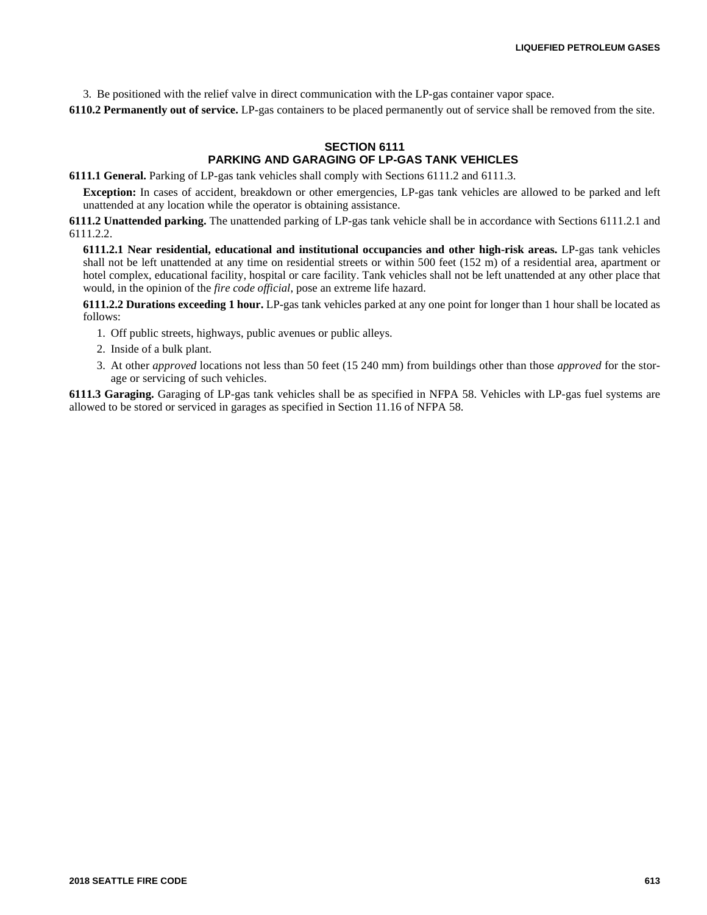3. Be positioned with the relief valve in direct communication with the LP-gas container vapor space.

**6110.2 Permanently out of service.** LP-gas containers to be placed permanently out of service shall be removed from the site.

## SECTION 6111
## PARKING AND GARAGING OF LP-GAS TANK VEHICLES

**6111.1 General.** Parking of LP-gas tank vehicles shall comply with Sections 6111.2 and 6111.3.

**Exception:** In cases of accident, breakdown or other emergencies, LP-gas tank vehicles are allowed to be parked and left unattended at any location while the operator is obtaining assistance.

**6111.2 Unattended parking.** The unattended parking of LP-gas tank vehicle shall be in accordance with Sections 6111.2.1 and 6111.2.2.

**6111.2.1 Near residential, educational and institutional occupancies and other high-risk areas.** LP-gas tank vehicles shall not be left unattended at any time on residential streets or within 500 feet (152 m) of a residential area, apartment or hotel complex, educational facility, hospital or care facility. Tank vehicles shall not be left unattended at any other place that would, in the opinion of the *fire code official*, pose an extreme life hazard.

**6111.2.2 Durations exceeding 1 hour.** LP-gas tank vehicles parked at any one point for longer than 1 hour shall be located as follows:

1. Off public streets, highways, public avenues or public alleys.
2. Inside of a bulk plant.
3. At other *approved* locations not less than 50 feet (15 240 mm) from buildings other than those *approved* for the storage or servicing of such vehicles.

**6111.3 Garaging.** Garaging of LP-gas tank vehicles shall be as specified in NFPA 58. Vehicles with LP-gas fuel systems are allowed to be stored or serviced in garages as specified in Section 11.16 of NFPA 58.